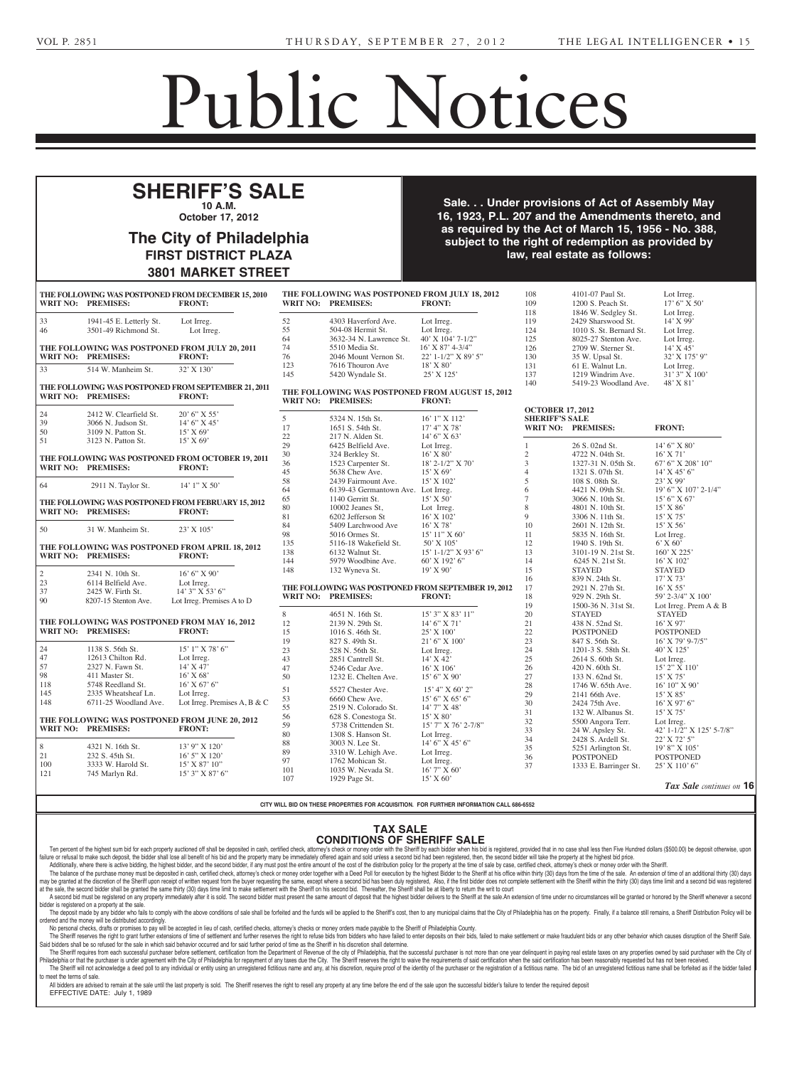# Public Notices

## SHERIFF'S SALE

**10 A.M.**

**October 17, 2012**

### The City of Philadelphia

**FIRST DISTRICT PLAZA**

**3801 MARKET STREET**

**Sale. . . Under provisions of Act of Assembly May 16, 1923, P.L. 207 and the Amendments thereto, and as required by the Act of March 15, 1956 - No. 388, subject to the right of redemption as provided by law, real estate as follows:**

**THE FOLLOWING WAS POSTPONED FROM DECEMBER 15, 2010**

| WRIT NO: | PREMISES: | FRONT: |
|---|---|---|
| 33 | 1941-45 E. Letterly St. | Lot Irreg. |
| 46 | 3501-49 Richmond St. | Lot Irreg. |

**THE FOLLOWING WAS POSTPONED FROM JULY 20, 2011**

| WRIT NO: | PREMISES: | FRONT: |
|---|---|---|
| 33 | 514 W. Manheim St. | 32' X 130' |

**THE FOLLOWING WAS POSTPONED FROM SEPTEMBER 21, 2011**

| WRIT NO: | PREMISES: | FRONT: |
|---|---|---|
| 24 | 2412 W. Clearfield St. | 20' 6" X 55' |
| 39 | 3066 N. Judson St. | 14' 6" X 45' |
| 50 | 3109 N. Patton St. | 15' X 69' |
| 51 | 3123 N. Patton St. | 15' X 69' |

**THE FOLLOWING WAS POSTPONED FROM OCTOBER 19, 2011**

| WRIT NO: | PREMISES: | FRONT: |
|---|---|---|
| 64 | 2911 N. Taylor St. | 14' 1" X 50' |

**THE FOLLOWING WAS POSTPONED FROM FEBRUARY 15, 2012**

| WRIT NO: | PREMISES: | FRONT: |
|---|---|---|
| 50 | 31 W. Manheim St. | 23' X 105' |

**THE FOLLOWING WAS POSTPONED FROM APRIL 18, 2012**

| WRIT NO: | PREMISES: | FRONT: |
|---|---|---|
| 2 | 2341 N. 10th St. | 16' 6" X 90' |
| 23 | 6114 Belfield Ave. | Lot Irreg. |
| 37 | 2425 W. Firth St. | 14' 3" X 53' 6" |
| 90 | 8207-15 Stenton Ave. | Lot Irreg. Premises A to D |

**THE FOLLOWING WAS POSTPONED FROM MAY 16, 2012**

| WRIT NO: | PREMISES: | FRONT: |
|---|---|---|
| 24 | 1138 S. 56th St. | 15' 1" X 78' 6" |
| 47 | 12613 Chilton Rd. | Lot Irreg. |
| 57 | 2327 N. Fawn St. | 14' X 47' |
| 98 | 411 Master St. | 16' X 68' |
| 118 | 5748 Reedland St. | 16' X 67' 6" |
| 145 | 2335 Wheatsheaf Ln. | Lot Irreg. |
| 148 | 6711-25 Woodland Ave. | Lot Irreg. Premises A, B & C |

**THE FOLLOWING WAS POSTPONED FROM JUNE 20, 2012**

| WRIT NO: | PREMISES: | FRONT: |
|---|---|---|
| 8 | 4321 N. 16th St. | 13' 9" X 120' |
| 21 | 232 S. 45th St. | 16' 5" X 120' |
| 100 | 3333 W. Harold St. | 15' X 87' 10" |
| 121 | 745 Marlyn Rd. | 15' 3" X 87' 6" |

**THE FOLLOWING WAS POSTPONED FROM JULY 18, 2012**

| WRIT NO: | PREMISES: | FRONT: |
|---|---|---|
| 52 | 4303 Haverford Ave. | Lot Irreg. |
| 55 | 504-08 Hermit St. | Lot Irreg. |
| 64 | 3632-34 N. Lawrence St. | 40' X 104' 7-1/2" |
| 74 | 5510 Media St. | 16' X 87' 4-3/4" |
| 76 | 2046 Mount Vernon St. | 22' 1-1/2" X 89' 5" |
| 123 | 7616 Thouron Ave | 18' X 80' |
| 145 | 5420 Wyndale St. | 25' X 125' |

**THE FOLLOWING WAS POSTPONED FROM AUGUST 15, 2012**

| WRIT NO: | PREMISES: | FRONT: |
|---|---|---|
| 5 | 5324 N. 15th St. | 16' 1" X 112' |
| 17 | 1651 S. 54th St. | 17' 4" X 78' |
| 22 | 217 N. Alden St. | 14' 6" X 63' |
| 29 | 6425 Belfield Ave. | Lot Irreg. |
| 30 | 324 Berkley St. | 16' X 80' |
| 36 | 1523 Carpenter St. | 18' 2-1/2" X 70' |
| 45 | 5638 Chew Ave. | 15' X 69' |
| 58 | 2439 Fairmount Ave. | 15' X 102' |
| 64 | 6139-43 Germantown Ave. | Lot Irreg. |
| 65 | 1140 Gerritt St. | 15' X 50' |
| 80 | 10002 Jeanes St, | Lot Irreg. |
| 81 | 6202 Jefferson St | 16' X 102' |
| 84 | 5409 Larchwood Ave | 16' X 78' |
| 98 | 5016 Ormes St. | 15' 11" X 60' |
| 135 | 5116-18 Wakefield St. | 50' X 105' |
| 138 | 6132 Walnut St. | 15' 1-1/2" X 93' 6" |
| 144 | 5979 Woodbine Ave. | 60' X 192' 6" |
| 148 | 132 Wyneva St. | 19' X 90' |

**THE FOLLOWING WAS POSTPONED FROM SEPTEMBER 19, 2012**

| WRIT NO: | PREMISES: | FRONT: |
|---|---|---|
| 8 | 4651 N. 16th St. | 15' 3" X 83' 11" |
| 12 | 2139 N. 29th St. | 14' 6" X 71' |
| 15 | 1016 S. 46th St. | 25' X 100' |
| 19 | 827 S. 49th St. | 21' 6" X 100' |
| 23 | 528 N. 56th St. | Lot Irreg. |
| 43 | 2851 Cantrell St. | 14' X 42' |
| 47 | 5246 Cedar Ave. | 16' X 106' |
| 50 | 1232 E. Chelten Ave. | 15' 6" X 90' |
| 51 | 5527 Chester Ave. | 15' 4" X 60' 2" |
| 53 | 6660 Chew Ave. | 15' 6" X 65' 6" |
| 55 | 2519 N. Colorado St. | 14' 7" X 48' |
| 56 | 628 S. Conestoga St. | 15' X 80' |
| 59 | 5738 Crittenden St. | 15' 7" X 76' 2-7/8" |
| 80 | 1308 S. Hanson St. | Lot Irreg. |
| 88 | 3003 N. Lee St. | 14' 6" X 45' 6" |
| 89 | 3310 W. Lehigh Ave. | Lot Irreg. |
| 97 | 1762 Mohican St. | Lot Irreg. |
| 101 | 1035 W. Nevada St. | 16' 7" X 60' |
| 107 | 1929 Page St. | 15' X 60' |
| 108 | 4101-07 Paul St. | Lot Irreg. |
| 109 | 1200 S. Peach St. | 17' 6" X 50' |
| 118 | 1846 W. Sedgley St. | Lot Irreg. |
| 119 | 2429 Sharswood St. | 14' X 99' |
| 124 | 1010 S. St. Bernard St. | Lot Irreg. |
| 125 | 8025-27 Stenton Ave. | Lot Irreg. |
| 126 | 2709 W. Sterner St. | 14' X 45' |
| 130 | 35 W. Upsal St. | 32' X 175' 9" |
| 131 | 61 E. Walnut Ln. | Lot Irreg. |
| 137 | 1219 Windrim Ave. | 31' 3" X 100' |
| 140 | 5419-23 Woodland Ave. | 48' X 81' |

**OCTOBER 17, 2012**
**SHERIFF'S SALE**

| WRIT NO: | PREMISES: | FRONT: |
|---|---|---|
| 1 | 26 S. 02nd St. | 14' 6" X 80' |
| 2 | 4722 N. 04th St. | 16' X 71' |
| 3 | 1327-31 N. 05th St. | 67' 6" X 208' 10" |
| 4 | 1321 S. 07th St. | 14' X 45' 6" |
| 5 | 108 S. 08th St. | 23' X 99' |
| 6 | 4421 N. 09th St. | 19' 6" X 107' 2-1/4" |
| 7 | 3066 N. 10th St. | 15' 6" X 67' |
| 8 | 4801 N. 10th St. | 15' X 86' |
| 9 | 3306 N. 11th St. | 15' X 75' |
| 10 | 2601 N. 12th St. | 15' X 56' |
| 11 | 5835 N. 16th St. | Lot Irreg. |
| 12 | 1940 S. 19th St. | 6' X 60' |
| 13 | 3101-19 N. 21st St. | 160' X 225' |
| 14 | 6245 N. 21st St. | 16' X 102' |
| 15 | STAYED | STAYED |
| 16 | 839 N. 24th St. | 17' X 73' |
| 17 | 2921 N. 27th St. | 16' X 55' |
| 18 | 929 N. 29th St. | 59' 2-3/4" X 100' |
| 19 | 1500-36 N. 31st St. | Lot Irreg. Prem A & B |
| 20 | STAYED | STAYED |
| 21 | 438 N. 52nd St. | 16' X 97' |
| 22 | POSTPONED | POSTPONED |
| 23 | 847 S. 56th St. | 16' X 79' 9-7/5" |
| 24 | 1201-3 S. 58th St. | 40' X 125' |
| 25 | 2614 S. 60th St. | Lot Irreg. |
| 26 | 420 N. 60th St. | 15' 2" X 110' |
| 27 | 133 N. 62nd St. | 15' X 75' |
| 28 | 1746 W. 65th Ave. | 16' 10" X 90' |
| 29 | 2141 66th Ave. | 15' X 85' |
| 30 | 2424 75th Ave. | 16' X 97' 6" |
| 31 | 132 W. Albanus St. | 15' X 75' |
| 32 | 5500 Angora Terr. | Lot Irreg. |
| 33 | 24 W. Apsley St. | 42' 1-1/2" X 125' 5-7/8" |
| 34 | 2428 S. Ardell St. | 22' X 72' 5" |
| 35 | 5251 Arlington St. | 19' 8" X 105' |
| 36 | POSTPONED | POSTPONED |
| 37 | 1333 E. Barringer St. | 25' X 110' 6" |

*Tax Sale continues on* **16**

CITY WILL BID ON THESE PROPERTIES FOR ACQUISITION. FOR FURTHER INFORMATION CALL 686-6552

## TAX SALE
## CONDITIONS OF SHERIFF SALE

Ten percent of the highest sum bid for each property auctioned off shall be deposited in cash, certified check, attorney's check or money order with the Sheriff by each bidder when his bid is registered, provided that in no case shall less then Five Hundred dollars ($500.00) be deposit otherwise, upon failure or refusal to make such deposit, the bidder shall lose all benefit of his bid and the property may be immediately offered again and sold unless a second bid had been registered, then, the second bidder will take the property at the highest bid price.

Additionally, where there is active bidding, the highest bidder, and the second bidder, if any must post the entire amount of the cost of the distribution policy for the property at the time of sale by case, certified check, attorney's check or money order with the Sheriff.

All bidders are advised to remain at the sale until the last property is sold. The Sheriff reserves the right to resell any property at any time before the end of the sale upon the successful bidder's failure to tender the required deposit.

The balance of the purchase money must be deposited in cash, certified check, attorney's check or money order together with a Deed Poll for execution by the highest Bidder to the Sheriff at his office within thirty (30) days from the time of the sale. An extension of time of an additional thirty (30) days may be granted at the discretion of the Sheriff upon receipt of written request from the buyer requesting the same, except where a second bid has been duly registered, Also, if the first bidder does not complete settlement with the Sheriff within the thirty (30) days time limit and a second bid was registered at the sale, the second bidder shall be granted the same thirty (30) days time limit to make settlement with the Sheriff on his second bid. Thereafter, the Sheriff shall be at liberty to return the writ to court

A second bid must be registered on any property immediately after it is sold. The second bidder must present the same amount of deposit that the highest bidder delivers to the Sheriff at the sale.An extension of time under no circumstances will be granted or honored by the Sheriff whenever a second bidder is registered on a property at the sale.

The deposit made by any bidder who fails to comply with the above conditions of sale shall be forfeited and the funds will be applied to the Sheriff's cost, then to any municipal claims that the City of Philadelphia has on the property. Finally, if a balance still remains, a Sheriff Distribution Policy will be ordered and the money will be distributed accordingly.

No personal checks, drafts or promises to pay will be accepted in lieu of cash, certified checks, attorney's checks or money orders made payable to the Sheriff of Philadelphia County.

The Sheriff reserves the right to grant further extensions of time of settlement and further reserves the right to refuse bids from bidders who have failed to enter deposits on their bids, failed to make settlement or make fraudulent bids or any other behavior which causes disruption of the Sheriff Sale. Said bidders shall be so refused for the sale in which said behavior occurred and for said further period of time as the Sheriff in his discretion shall determine.

The Sheriff requires from each successful purchaser before settlement, certification from the Department of Revenue of the city of Philadelphia, that the successful purchaser is not more than one year delinquent in paying real estate taxes on any properties owned by said purchaser with the City of Philadelphia or that the purchaser is under agreement with the City of Philadelphia for repayment of any taxes due the City. The Sheriff reserves the right to waive the requirements of said certification when the said certification has been reasonably requested but has not been received.

The Sheriff will not acknowledge a deed poll to any individual or entity using an unregistered fictitious name and any, at his discretion, require proof of the identity of the purchaser or the registration of a fictitious name. The bid of an unregistered fictitious name shall be forfeited as if the bidder failed to meet the terms of sale.

All bidders are advised to remain at the sale until the last property is sold. The Sheriff reserves the right to resell any property at any time before the end of the sale upon the successful bidder's failure to tender the required deposit

EFFECTIVE DATE: July 1, 1989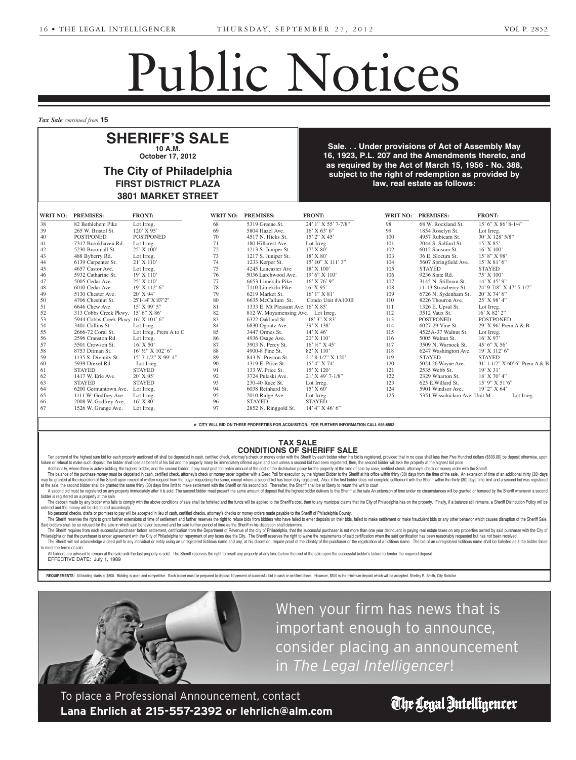# Public Notices

*Tax Sale continued from* **15**

## SHERIFF'S SALE

**10 A.M.**
**October 17, 2012**

### The City of Philadelphia
**FIRST DISTRICT PLAZA**
**3801 MARKET STREET**

**Sale. . . Under provisions of Act of Assembly May 16, 1923, P.L. 207 and the Amendments thereto, and as required by the Act of March 15, 1956 - No. 388, subject to the right of redemption as provided by law, real estate as follows:**

| WRIT NO: | PREMISES: | FRONT: |
|---|---|---|
| 38 | 82 Bethlehem Pike | Lot Irreg. |
| 39 | 265 W. Bristol St. | 120' X 95' |
| 40 | POSTPONED | POSTPONED |
| 41 | 7312 Brookhaven Rd. | Lot Irreg. |
| 42 | 5230 Broomall St. | 25' X 100' |
| 43 | 488 Byberry Rd. | Lot Irreg. |
| 44 | 6139 Carpenter St. | 21' X 110' |
| 45 | 4657 Castor Ave. | Lot Irreg. |
| 46 | 5932 Catharine St. | 19' X 110' |
| 47 | 5005 Cedar Ave. | 25' X 110' |
| 48 | 6010 Cedar Ave. | 19' X 112' 6" |
| 49 | 5130 Chester Ave. | 20' X 94' |
| 50 | 4706 Chestnut St. | 25'1-1/4" X 107'2" |
| 51 | 6646 Chew Ave. | 15' X 99' 5" |
| 52 | 313 Cobbs Creek Pkwy. | 15' 6" X 86' |
| 53 | 5944 Cobbs Creek Pkwy. | 16' X 101' 6" |
| 54 | 3401 Collins St. | Lot Irreg. |
| 55 | 2666-72 Coral St. | Lot Irreg. Prem A to C |
| 56 | 2596 Cranston Rd. | Lot Irreg. |
| 57 | 5501 Crowson St. | 16' X 50' |
| 58 | 8753 Ditman St. | 16' ½" X 102' 6" |
| 59 | 1135 S. Divinity St. | 15' 7-1/2" X 99' 4" |
| 60 | 5939 Drexel Rd. | Lot Irreg. |
| 61 | STAYED | STAYED |
| 62 | 1417 W. Erie Ave. | 20' X 95' |
| 63 | STAYED | STAYED |
| 64 | 6200 Germantown Ave. | Lot Irreg. |
| 65 | 1111 W. Godfrey Ave. | Lot Irreg. |
| 66 | 2008 W. Godfrey Ave. | 16' X 80' |
| 67 | 1526 W. Grange Ave. | Lot Irreg. |
| 68 | 5319 Greene St. | 24' 1" X 55' 7-7/8" |
| 69 | 5804 Hazel Ave. | 16' X 63' 6" |
| 70 | 4517 N. Hicks St. | 15' 2" X 45' |
| 71 | 180 Hillcrest Ave. | Lot Irreg. |
| 72 | 1213 S. Juniper St. | 17' X 80' |
| 73 | 1217 S. Juniper St. | 18' X 80' |
| 74 | 1233 Kerper St. | 15' 10" X 111' 3" |
| 75 | 4245 Lancaster Ave | 18' X 100' |
| 76 | 5036 Larchwood Ave. | 19' 6" X 110' |
| 77 | 6653 Limekiln Pike | 16' X 76' 9" |
| 78 | 7110 Limekiln Pike | 16' X 95' |
| 79 | 6219 Market St. | 16' 1" X 81' |
| 80 | 6635 McCallum St. | Condo Unit #A100B |
| 81 | 1333 E. Mt Pleasant Ave. | 16' X 85' |
| 82 | 812 W. Moyamensing Ave. | Lot Irreg. |
| 83 | 6322 Oakland St. | 18' 3" X 83' |
| 84 | 6830 Ogontz Ave. | 39' X 138' |
| 85 | 3447 Ormes St. | 14' X 46' |
| 86 | 4936 Osage Ave. | 20' X 110' |
| 87 | 3903 N. Percy St. | 16' ½" X 45' |
| 88 | 4900-8 Pine St. | 82' X 110' |
| 89 | 843 N. Preston St. | 21' 8-1/2" X 120' |
| 90 | 1319 E. Price St. | 15' 4" X 74' |
| 91 | 133 W. Price St. | 15' X 120' |
| 92 | 3724 Pulaski Ave. | 21' X 49' 7-1/8" |
| 93 | 230-40 Race St. | Lot Irreg. |
| 94 | 6038 Reinhard St. | 15' X 60' |
| 95 | 2010 Ridge Ave. | Lot Irreg. |
| 96 | STAYED | STAYED |
| 97 | 2852 N. Ringgold St. | 14' 4" X 46' 6" |
| 98 | 68 W. Rockland St. | 15' 6" X 86' 8-1/4" |
| 99 | 1854 Roselyn St. | Lot Irreg. |
| 100 | 4957 Rubicam St. | 30' X 128' 5/8" |
| 101 | 2044 S. Salford St. | 15' X 85' |
| 102 | 6012 Sansom St. | 16' X 100' |
| 103 | 36 E. Slocum St. | 15' 8" X 98' |
| 104 | 5607 Springfield Ave. | 15' X 81' 6" |
| 105 | STAYED | STAYED |
| 106 | 9236 State Rd. | 75' X 100' |
| 107 | 3145 N. Stillman St. | 14' X 45' 9" |
| 108 | 11-13 Strawberry St. | 24' 9-7/8" X 47' 5-1/2" |
| 109 | 6726 N. Sydenham St. | 20' X 74' 6" |
| 110 | 8226 Thouron Ave. | 25' X 98' 4" |
| 111 | 1326 E. Upsal St. | Lot Irreg. |
| 112 | 3512 Vaux St. | 16' X 82' 2" |
| 113 | POSTPONED | POSTPONED |
| 114 | 6027-29 Vine St. | 29' X 96' Prem A & B |
| 115 | 4525A-37 Walnut St. | Lot Irreg. |
| 116 | 5005 Walnut St. | 16' X 97' |
| 117 | 3509 N. Warnock St. | 45' 6" X 56' |
| 118 | 6247 Washington Ave. | 19' X 112' 6" |
| 119 | STAYED | STAYED |
| 120 | 5024-26 Wayne Ave. | 31' 1-1/2" X 60' 6" Prem A & B |
| 121 | 2535 Webb St. | 19' X 31' |
| 122 | 2329 Wharton St. | 18' X 70' 4" |
| 123 | 625 E.Willard St. | 15' 9" X 51'6" |
| 124 | 5901 Windsor Ave. | 19' 2" X 64' |
| 125 | 5351 Wissahickon Ave. Unit M | Lot Irreg. |

e CITY WILL BID ON THESE PROPERTIES FOR ACQUISITION. FOR FURTHER INFORMATION CALL 686-6552

### TAX SALE
### CONDITIONS OF SHERIFF SALE

Ten percent of the highest sum bid for each property auctioned off shall be deposited in cash, certified check, attorney's check or money order with the Sheriff by each bidder when his bid is registered, provided that in no case shall less then Five Hundred dollars ($500.00) be deposit otherwise, upon failure or refusal to make such deposit, the bidder shall lose all benefit of his bid and the property many be immediately offered again and sold unless a second bid had been registered, then, the second bidder will take the property at the highest bid price.

Additionally, where there is active bidding, the highest bidder, and the second bidder, if any must post the entire amount of the cost of the distribution policy for the property at the time of sale by case, certified check, attorney's check or money order with the Sheriff.

The balance of the purchase money must be deposited in cash, certified check, attorney's check or money order together with a Deed Poll for execution by the highest Bidder to the Sheriff at his office within thirty (30) days from the time of the sale. An extension of time of an additional thirty (30) days may be granted at the discretion of the Sheriff upon receipt of written request from the buyer requesting the same, except where a second bid has been duly registered, Also, if the first bidder does not complete settlement with the Sheriff within the thirty (30) days time limit and a second bid was registered at the sale, the second bidder shall be granted the same thirty (30) days time limit to make settlement with the Sheriff on his second bid. Thereafter, the Sheriff shall be at liberty to return the writ to court

A second bid must be registered on any property immediately after it is sold. The second bidder must present the same amount of deposit that the highest bidder delivers to the Sheriff at the sale.An extension of time under no circumstances will be granted or honored by the Sheriff whenever a second bidder is registered on a property at the sale.

The deposit made by any bidder who fails to comply with the above conditions of sale shall be forfeited and the funds will be applied to the Sheriff's cost, then to any municipal claims that the City of Philadelphia has on the property. Finally, if a balance still remains, a Sheriff Distribution Policy will be ordered and the money will be distributed accordingly.

No personal checks, drafts or promises to pay will be accepted in lieu of cash, certified checks, attorney's checks or money orders made payable to the Sheriff of Philadelphia County.

The Sheriff reserves the right to grant further extensions of time of settlement and further reserves the right to refuse bids from bidders who have failed to enter deposits on their bids, failed to make settlement or make fraudulent bids or any other behavior which causes disruption of the Sheriff Sale. Said bidders shall be so refused for the sale in which said behavior occurred and for said further period of time as the Sheriff in his discretion shall determine.

The Sheriff requires from each successful purchaser before settlement, certification from the Department of Revenue of the city of Philadelphia, that the successful purchaser is not more than one year delinquent in paying real estate taxes on any properties owned by said purchaser with the City of Philadelphia or that the purchaser is under agreement with the City of Philadelphia for repayment of any taxes due the City. The Sheriff reserves the right to waive the requirements of said certification when the said certification has been reasonably requested but has not been received.

The Sheriff will not acknowledge a deed poll to any individual or entity using an unregistered fictitious name and any, at his discretion, require proof of the identity of the purchaser or the registration of a fictitious name. The bid of an unregistered fictitious name shall be forfeited as if the bidder failed to meet the terms of sale.

All bidders are advised to remain at the sale until the last property is sold. The Sheriff reserves the right to resell any property at any time before the end of the sale upon the successful bidder's failure to tender the required deposit

EFFECTIVE DATE: July 1, 1989

**REQUIREMENTS:** All bidding starts at $800. Bidding is open and competitive. Each bidder must be prepared to deposit 10 percent of successful bid in cash or certified check. However, $500 is the minimum deposit which will be accepted. Shelley R. Smith, City Solicitor

When your firm has news that is important enough to announce, consider placing an announcement in *The Legal Intelligencer*!

To place a Professional Announcement, contact
**Lana Ehrlich at 215-557-2392 or lehrlich@alm.com**

The Legal Intelligencer